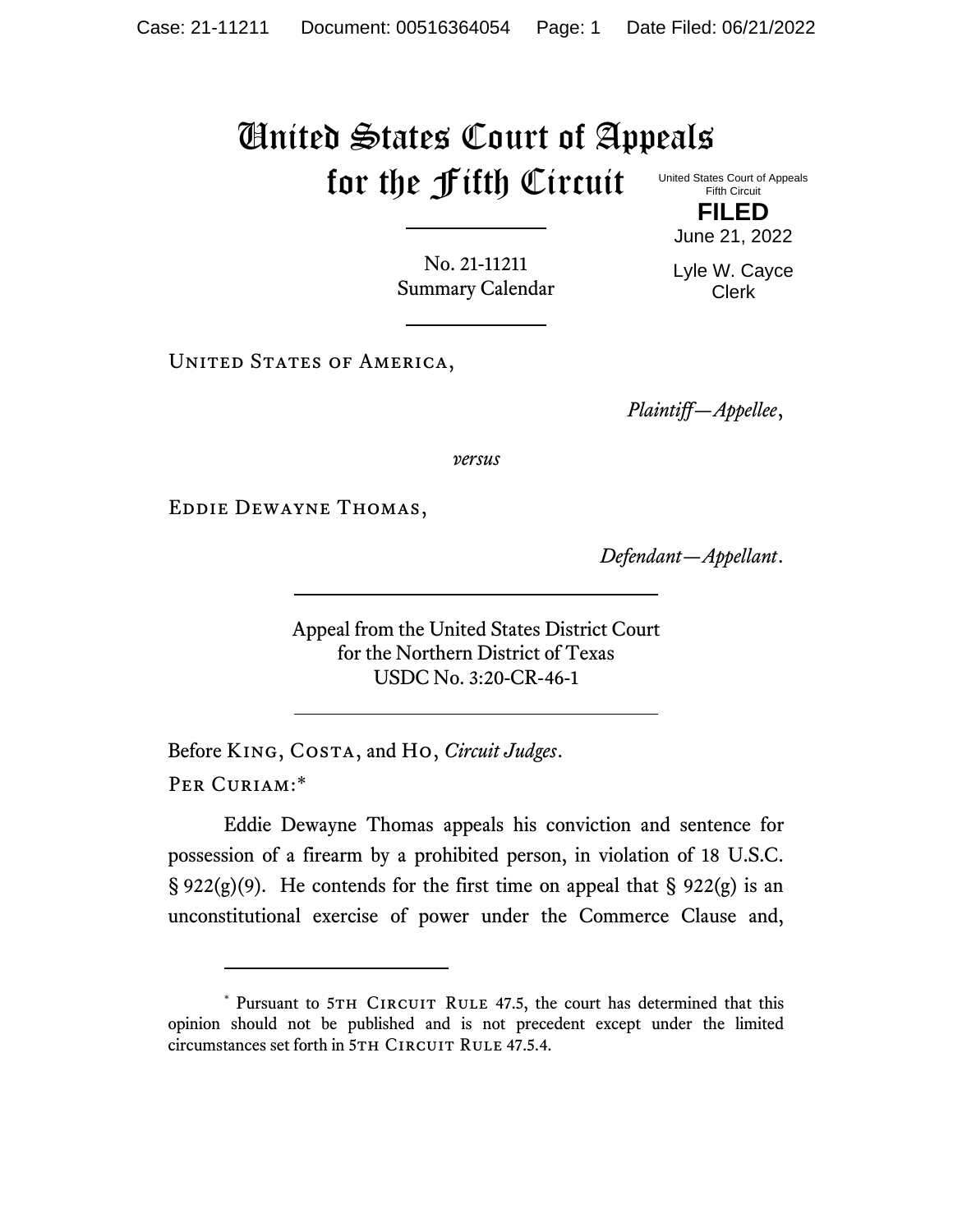# United States Court of Appeals for the Fifth Circuit

United States Court of Appeals
Fifth Circuit

**FILED**

June 21, 2022

Lyle W. Cayce
Clerk

No. 21-11211
Summary Calendar

United States of America,

*Plaintiff—Appellee*,

*versus*

Eddie Dewayne Thomas,

*Defendant—Appellant*.

Appeal from the United States District Court
for the Northern District of Texas
USDC No. 3:20-CR-46-1

Before King, Costa, and Ho, *Circuit Judges*.

Per Curiam:*

Eddie Dewayne Thomas appeals his conviction and sentence for possession of a firearm by a prohibited person, in violation of 18 U.S.C. § 922(g)(9). He contends for the first time on appeal that § 922(g) is an unconstitutional exercise of power under the Commerce Clause and,

---

* Pursuant to 5th Circuit Rule 47.5, the court has determined that this opinion should not be published and is not precedent except under the limited circumstances set forth in 5th Circuit Rule 47.5.4.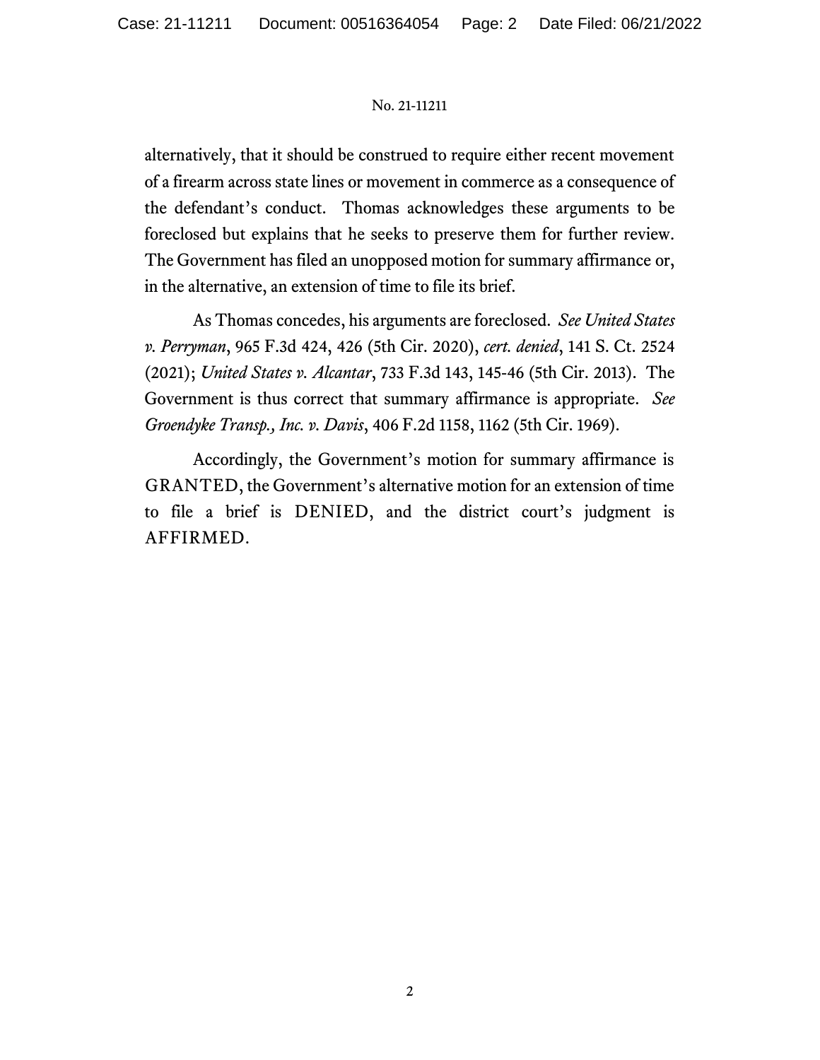alternatively, that it should be construed to require either recent movement of a firearm across state lines or movement in commerce as a consequence of the defendant's conduct. Thomas acknowledges these arguments to be foreclosed but explains that he seeks to preserve them for further review. The Government has filed an unopposed motion for summary affirmance or, in the alternative, an extension of time to file its brief.

As Thomas concedes, his arguments are foreclosed. *See United States v. Perryman*, 965 F.3d 424, 426 (5th Cir. 2020), *cert. denied*, 141 S. Ct. 2524 (2021); *United States v. Alcantar*, 733 F.3d 143, 145-46 (5th Cir. 2013). The Government is thus correct that summary affirmance is appropriate. *See Groendyke Transp., Inc. v. Davis*, 406 F.2d 1158, 1162 (5th Cir. 1969).

Accordingly, the Government's motion for summary affirmance is GRANTED, the Government's alternative motion for an extension of time to file a brief is DENIED, and the district court's judgment is AFFIRMED.